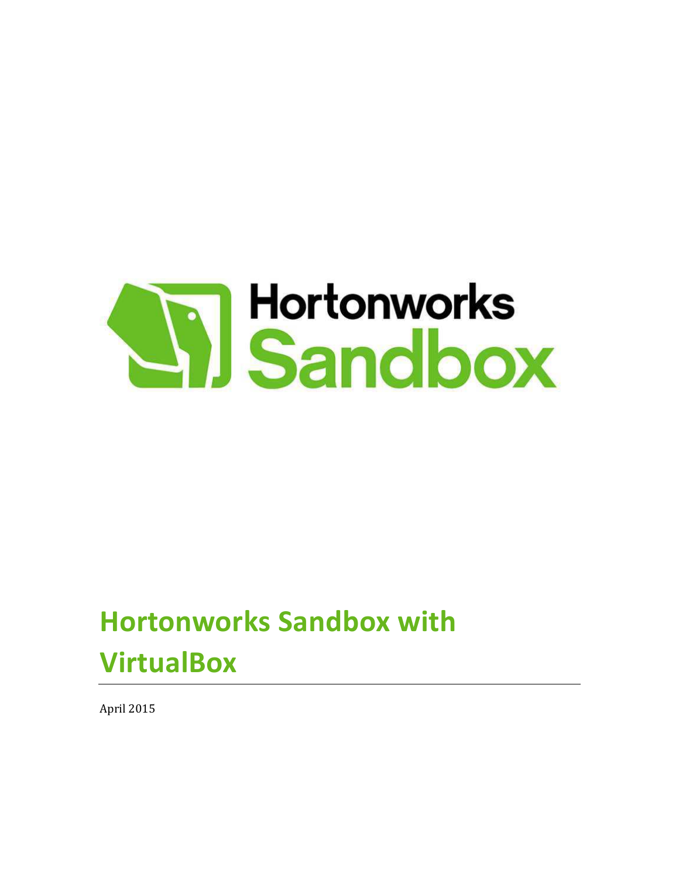Hortonworks Sandbox

# Hortonworks Sandbox with VirtualBox

April 2015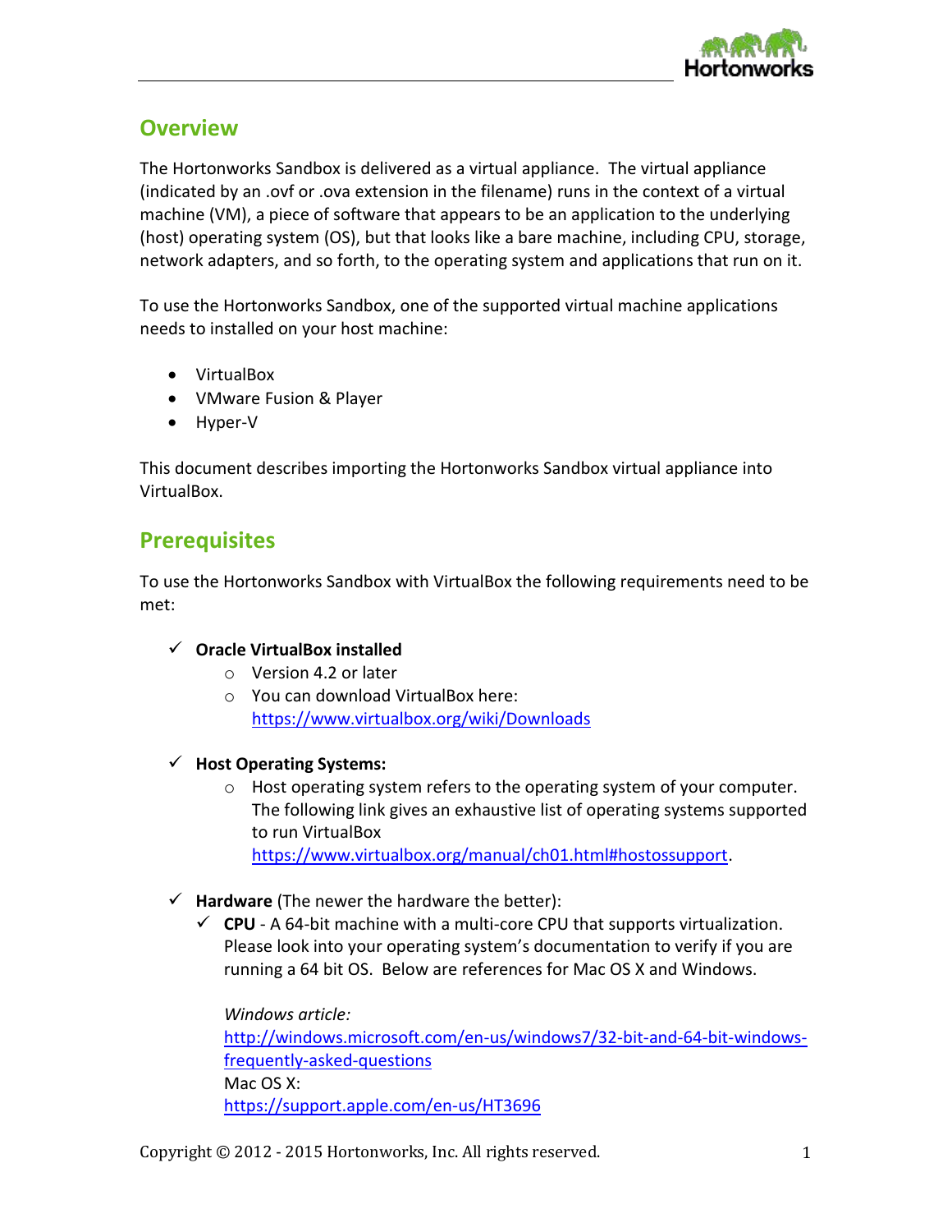## Overview

The Hortonworks Sandbox is delivered as a virtual appliance. The virtual appliance (indicated by an .ovf or .ova extension in the filename) runs in the context of a virtual machine (VM), a piece of software that appears to be an application to the underlying (host) operating system (OS), but that looks like a bare machine, including CPU, storage, network adapters, and so forth, to the operating system and applications that run on it.

To use the Hortonworks Sandbox, one of the supported virtual machine applications needs to installed on your host machine:

- VirtualBox
- VMware Fusion & Player
- Hyper-V

This document describes importing the Hortonworks Sandbox virtual appliance into VirtualBox.

## Prerequisites

To use the Hortonworks Sandbox with VirtualBox the following requirements need to be met:

- ✓ **Oracle VirtualBox installed**
  - Version 4.2 or later
  - You can download VirtualBox here: https://www.virtualbox.org/wiki/Downloads

- ✓ **Host Operating Systems:**
  - Host operating system refers to the operating system of your computer. The following link gives an exhaustive list of operating systems supported to run VirtualBox https://www.virtualbox.org/manual/ch01.html#hostossupport.

- ✓ **Hardware** (The newer the hardware the better):
  - ✓ **CPU** - A 64-bit machine with a multi-core CPU that supports virtualization. Please look into your operating system's documentation to verify if you are running a 64 bit OS. Below are references for Mac OS X and Windows.

    *Windows article:*
    http://windows.microsoft.com/en-us/windows7/32-bit-and-64-bit-windows-frequently-asked-questions
    Mac OS X:
    https://support.apple.com/en-us/HT3696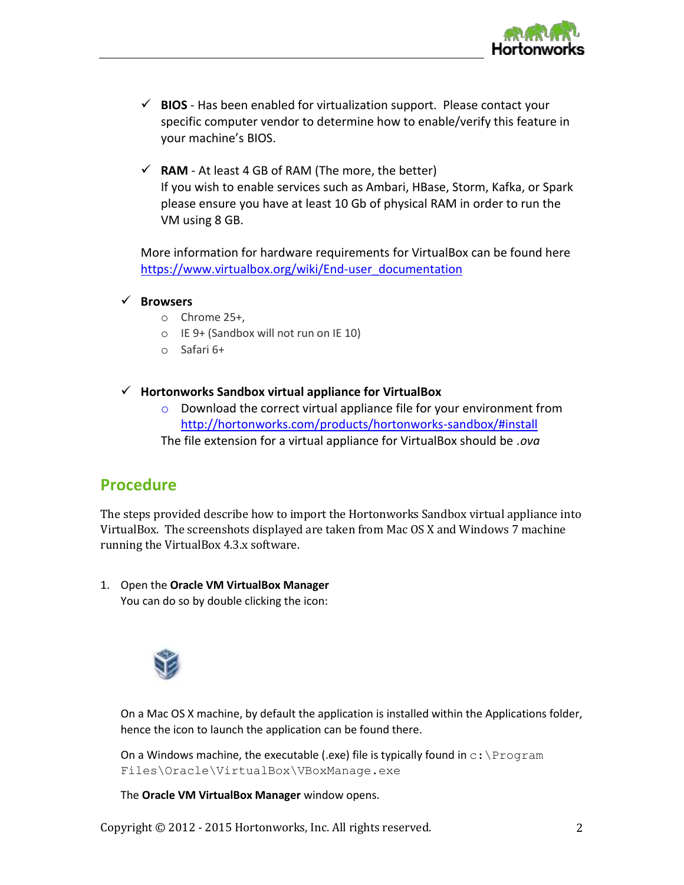- ✓ **BIOS** - Has been enabled for virtualization support. Please contact your specific computer vendor to determine how to enable/verify this feature in your machine's BIOS.

- ✓ **RAM** - At least 4 GB of RAM (The more, the better)
  If you wish to enable services such as Ambari, HBase, Storm, Kafka, or Spark please ensure you have at least 10 Gb of physical RAM in order to run the VM using 8 GB.

  More information for hardware requirements for VirtualBox can be found here https://www.virtualbox.org/wiki/End-user_documentation

- ✓ **Browsers**
  - Chrome 25+,
  - IE 9+ (Sandbox will not run on IE 10)
  - Safari 6+

- ✓ **Hortonworks Sandbox virtual appliance for VirtualBox**
  - Download the correct virtual appliance file for your environment from http://hortonworks.com/products/hortonworks-sandbox/#install

  The file extension for a virtual appliance for VirtualBox should be *.ova*

## Procedure

The steps provided describe how to import the Hortonworks Sandbox virtual appliance into VirtualBox. The screenshots displayed are taken from Mac OS X and Windows 7 machine running the VirtualBox 4.3.x software.

1. Open the **Oracle VM VirtualBox Manager**
   You can do so by double clicking the icon:

   On a Mac OS X machine, by default the application is installed within the Applications folder, hence the icon to launch the application can be found there.

   On a Windows machine, the executable (.exe) file is typically found in `c:\Program Files\Oracle\VirtualBox\VBoxManage.exe`

   The **Oracle VM VirtualBox Manager** window opens.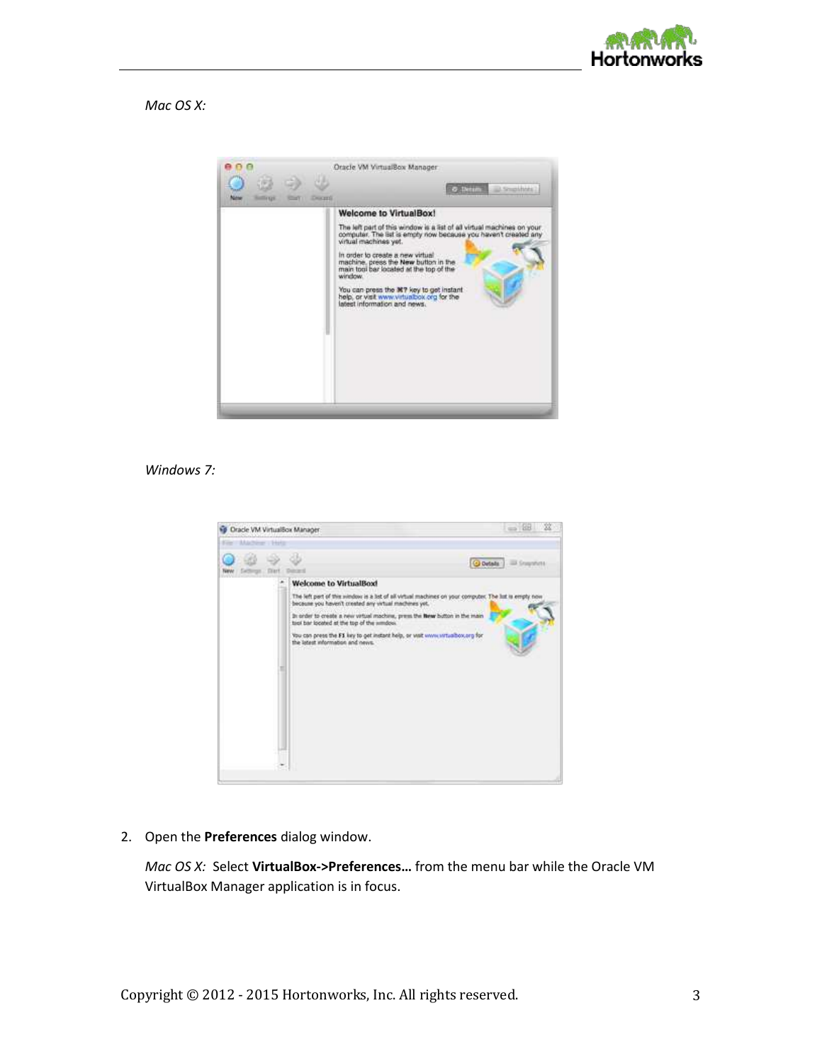*Mac OS X:*

*Windows 7:*

2. Open the **Preferences** dialog window.

   *Mac OS X:* Select **VirtualBox->Preferences…** from the menu bar while the Oracle VM VirtualBox Manager application is in focus.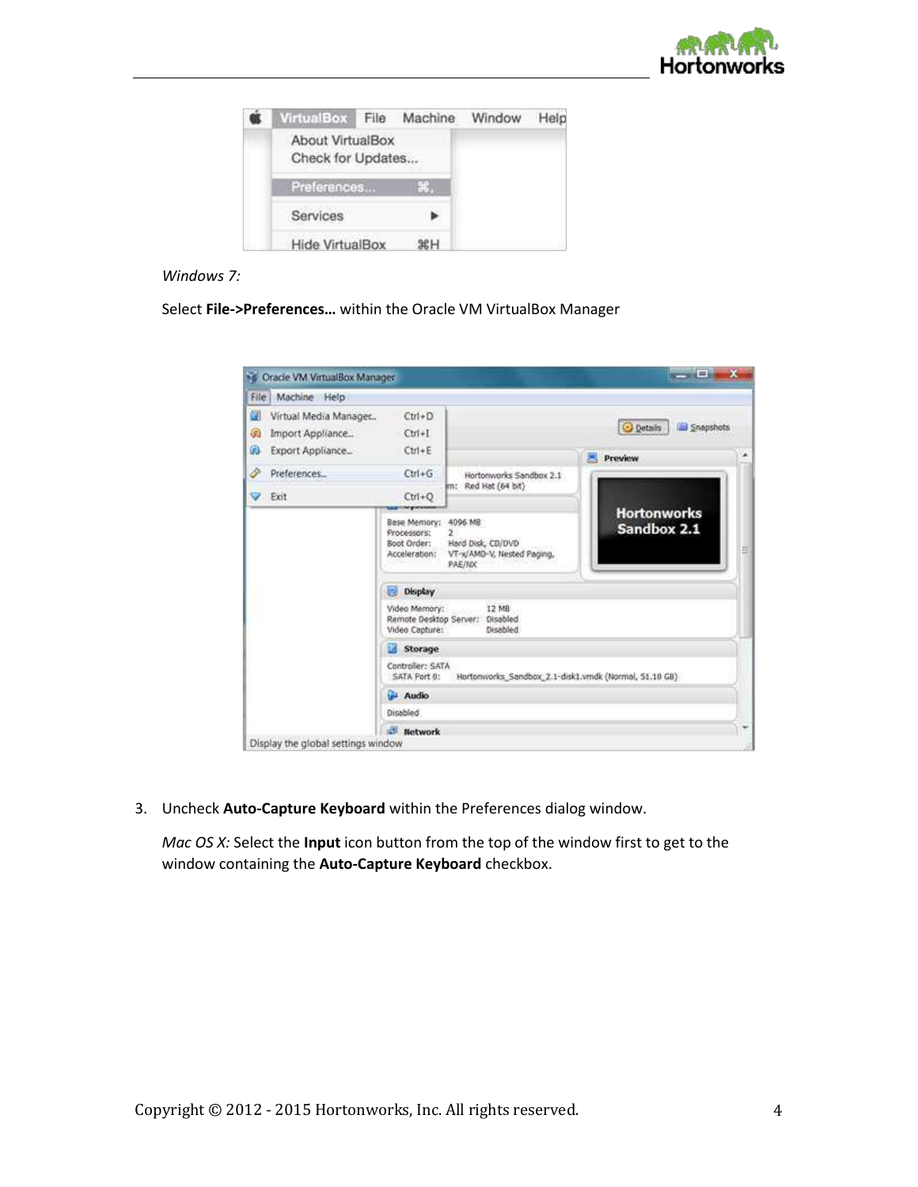*Windows 7:*

Select **File->Preferences…** within the Oracle VM VirtualBox Manager

3. Uncheck **Auto-Capture Keyboard** within the Preferences dialog window.

   *Mac OS X:* Select the **Input** icon button from the top of the window first to get to the window containing the **Auto-Capture Keyboard** checkbox.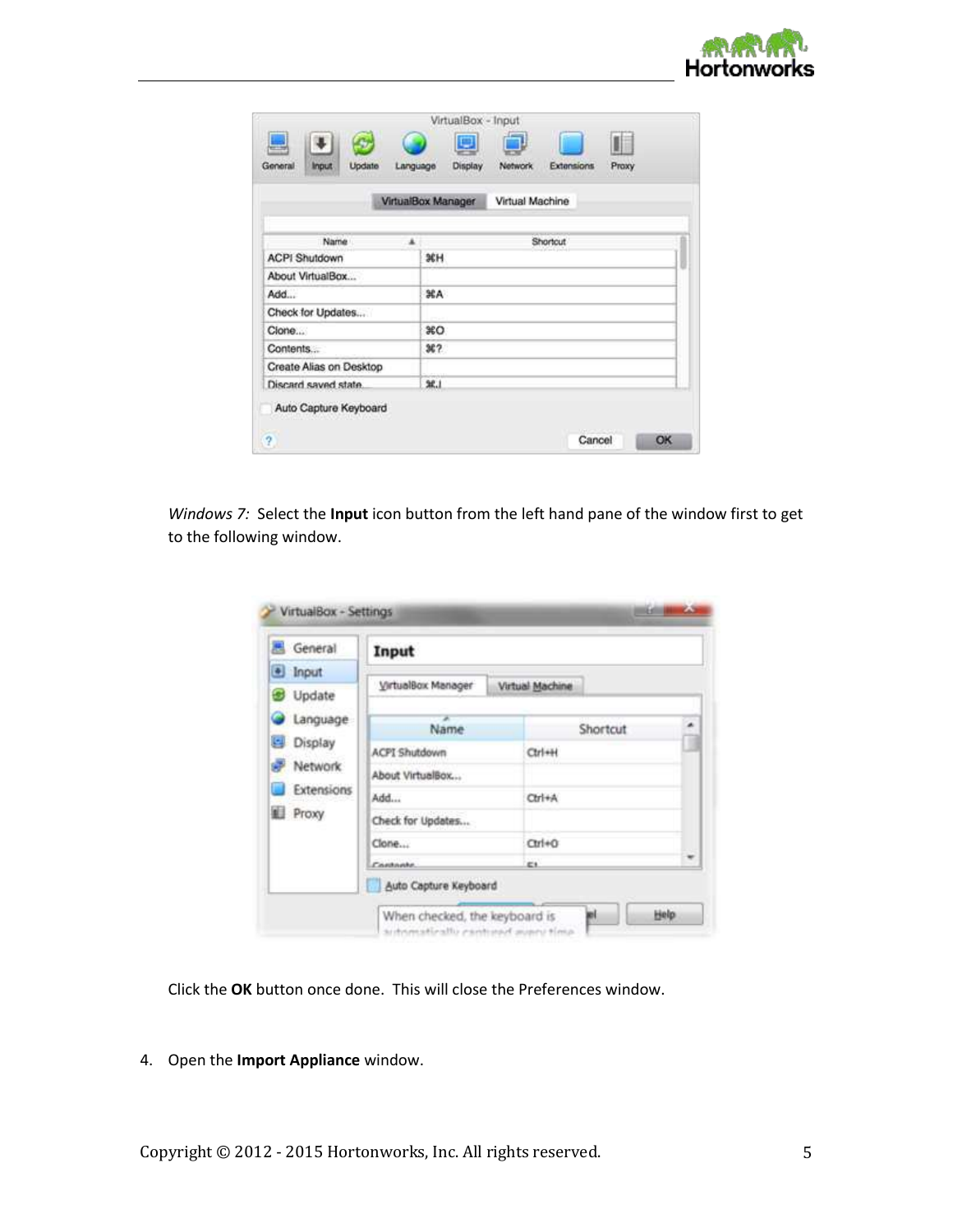*Windows 7:* Select the **Input** icon button from the left hand pane of the window first to get to the following window.

Click the **OK** button once done. This will close the Preferences window.

4. Open the **Import Appliance** window.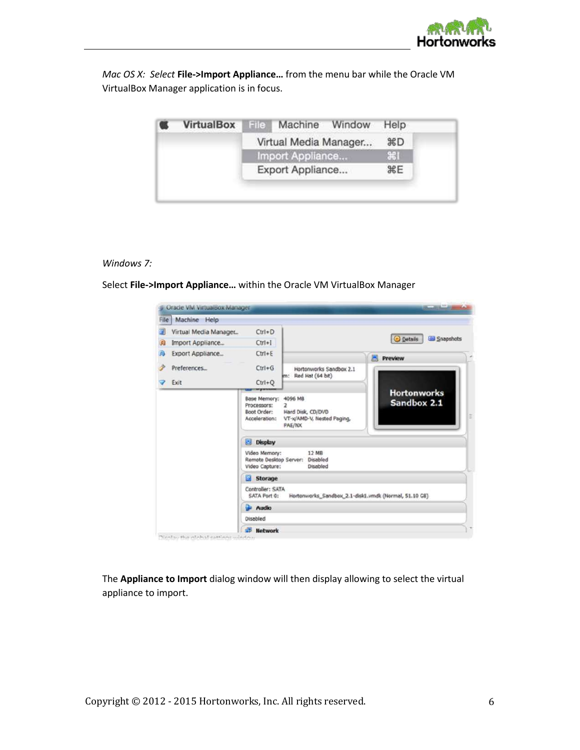*Mac OS X: Select* **File->Import Appliance…** from the menu bar while the Oracle VM VirtualBox Manager application is in focus.

*Windows 7:*

Select **File->Import Appliance…** within the Oracle VM VirtualBox Manager

The **Appliance to Import** dialog window will then display allowing to select the virtual appliance to import.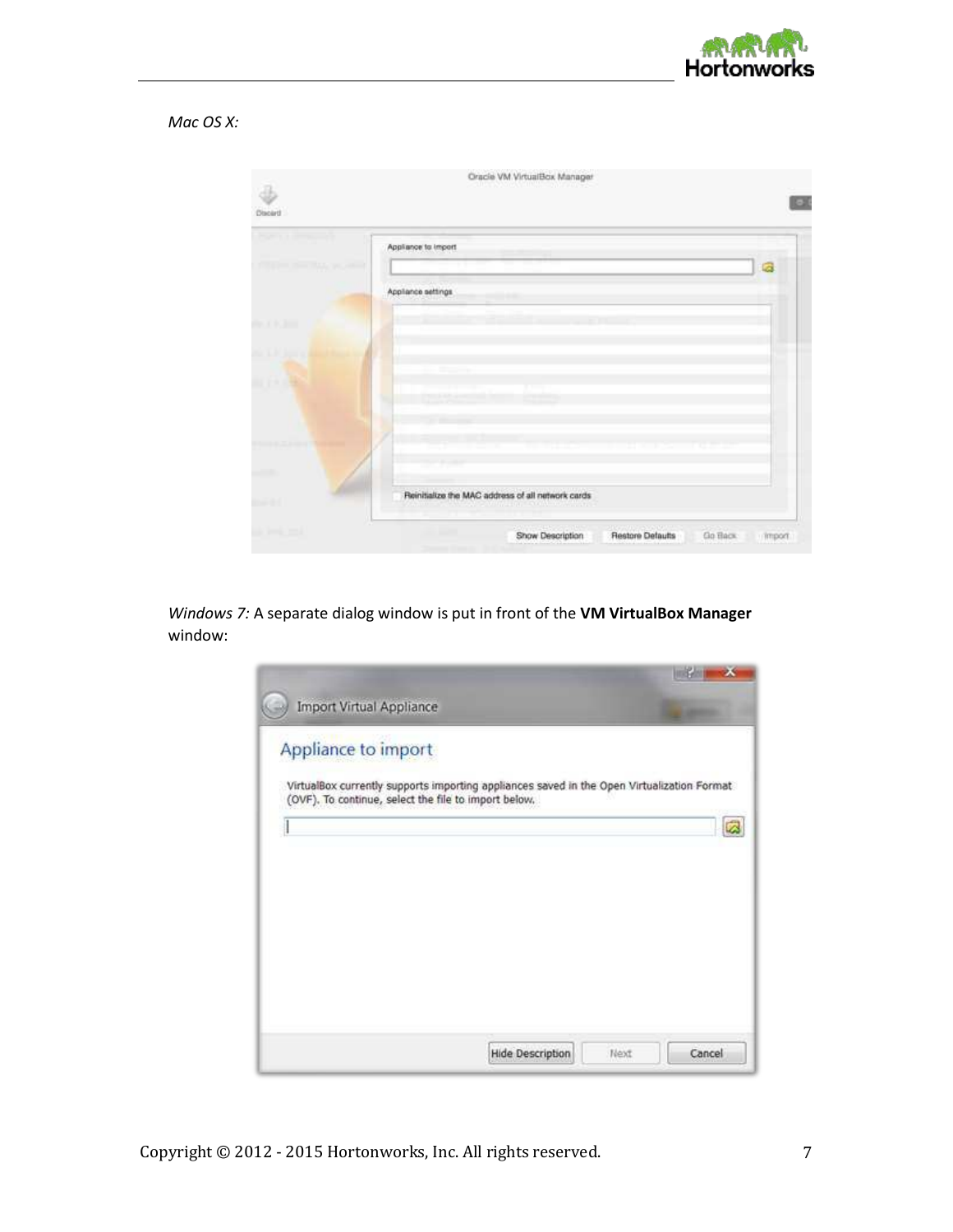*Mac OS X:*

*Windows 7:* A separate dialog window is put in front of the **VM VirtualBox Manager** window: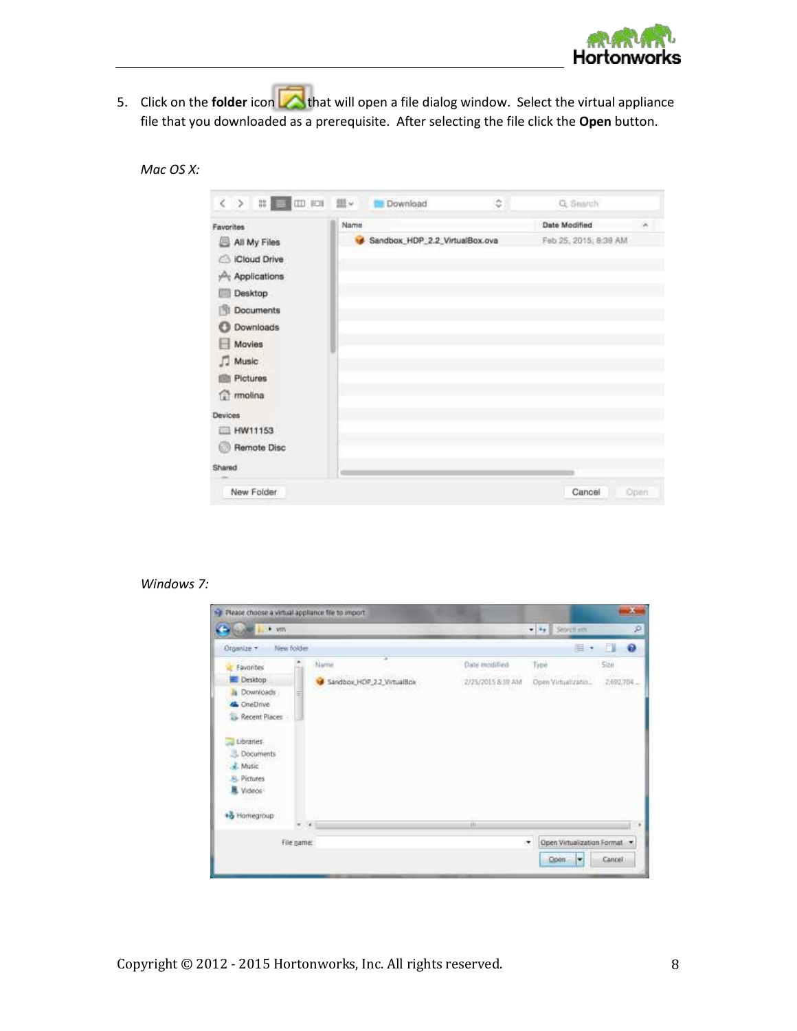5. Click on the **folder** icon that will open a file dialog window. Select the virtual appliance file that you downloaded as a prerequisite. After selecting the file click the **Open** button.

*Mac OS X:*

*Windows 7:*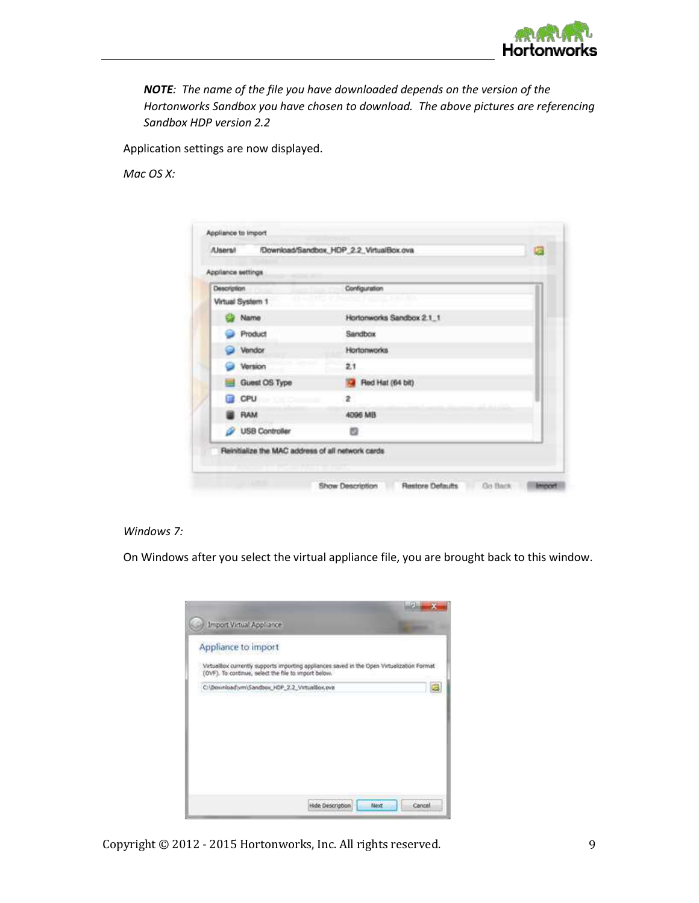***NOTE**: The name of the file you have downloaded depends on the version of the Hortonworks Sandbox you have chosen to download. The above pictures are referencing Sandbox HDP version 2.2*

Application settings are now displayed.

*Mac OS X:*

*Windows 7:*

On Windows after you select the virtual appliance file, you are brought back to this window.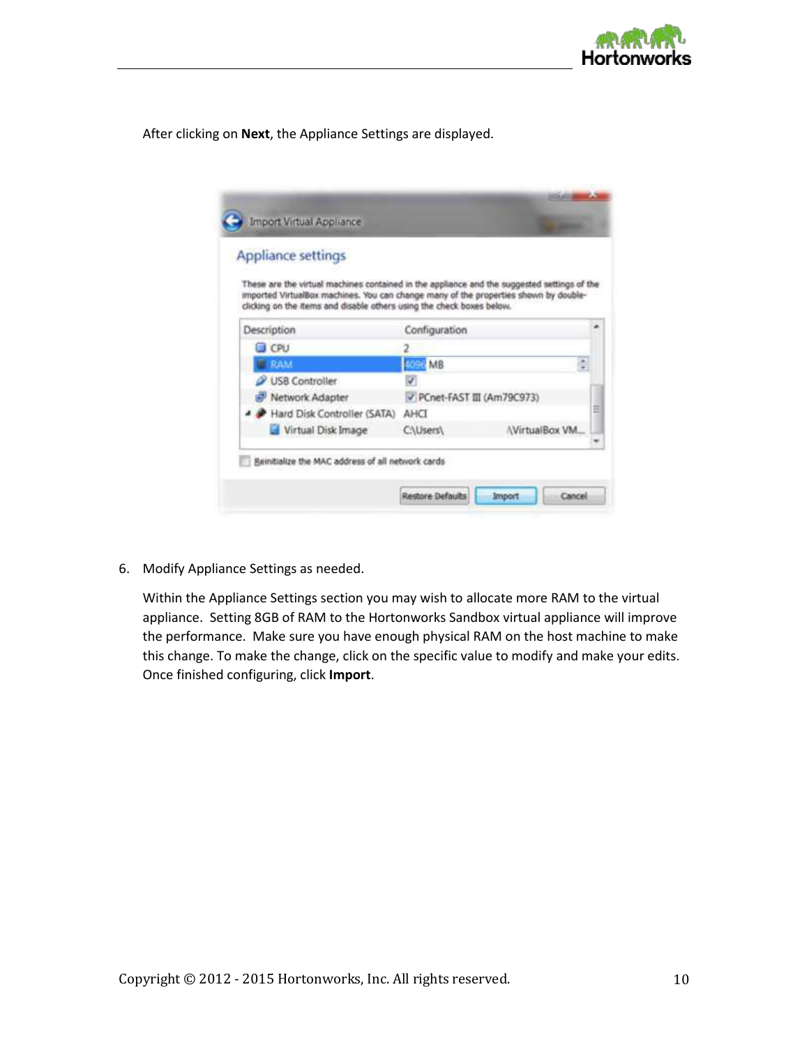After clicking on **Next**, the Appliance Settings are displayed.

6. Modify Appliance Settings as needed.

   Within the Appliance Settings section you may wish to allocate more RAM to the virtual appliance. Setting 8GB of RAM to the Hortonworks Sandbox virtual appliance will improve the performance. Make sure you have enough physical RAM on the host machine to make this change. To make the change, click on the specific value to modify and make your edits. Once finished configuring, click **Import**.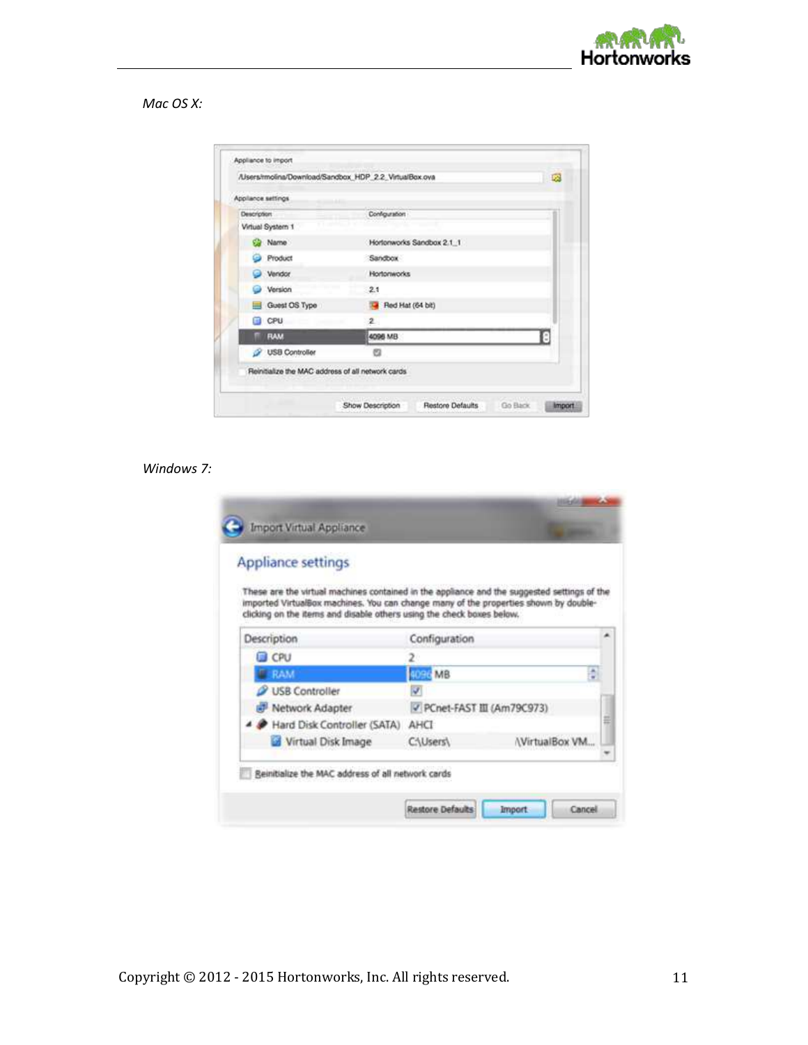*Mac OS X:*

*Windows 7:*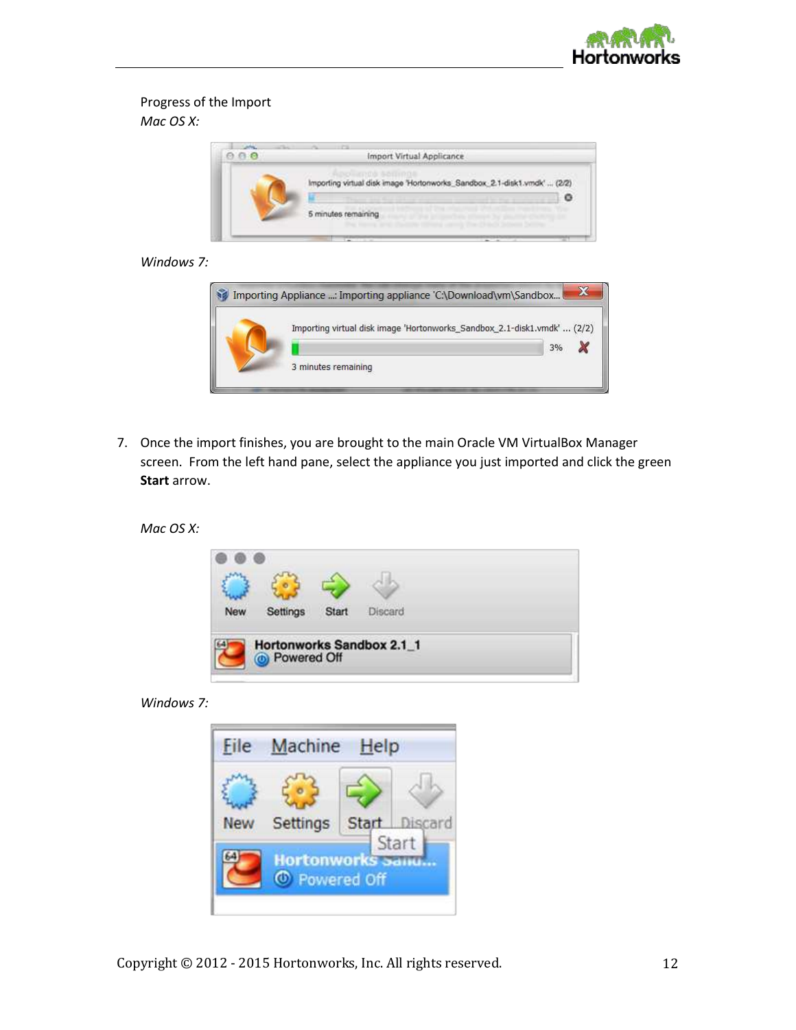Progress of the Import

*Mac OS X:*

*Windows 7:*

7. Once the import finishes, you are brought to the main Oracle VM VirtualBox Manager screen. From the left hand pane, select the appliance you just imported and click the green **Start** arrow.

*Mac OS X:*

*Windows 7:*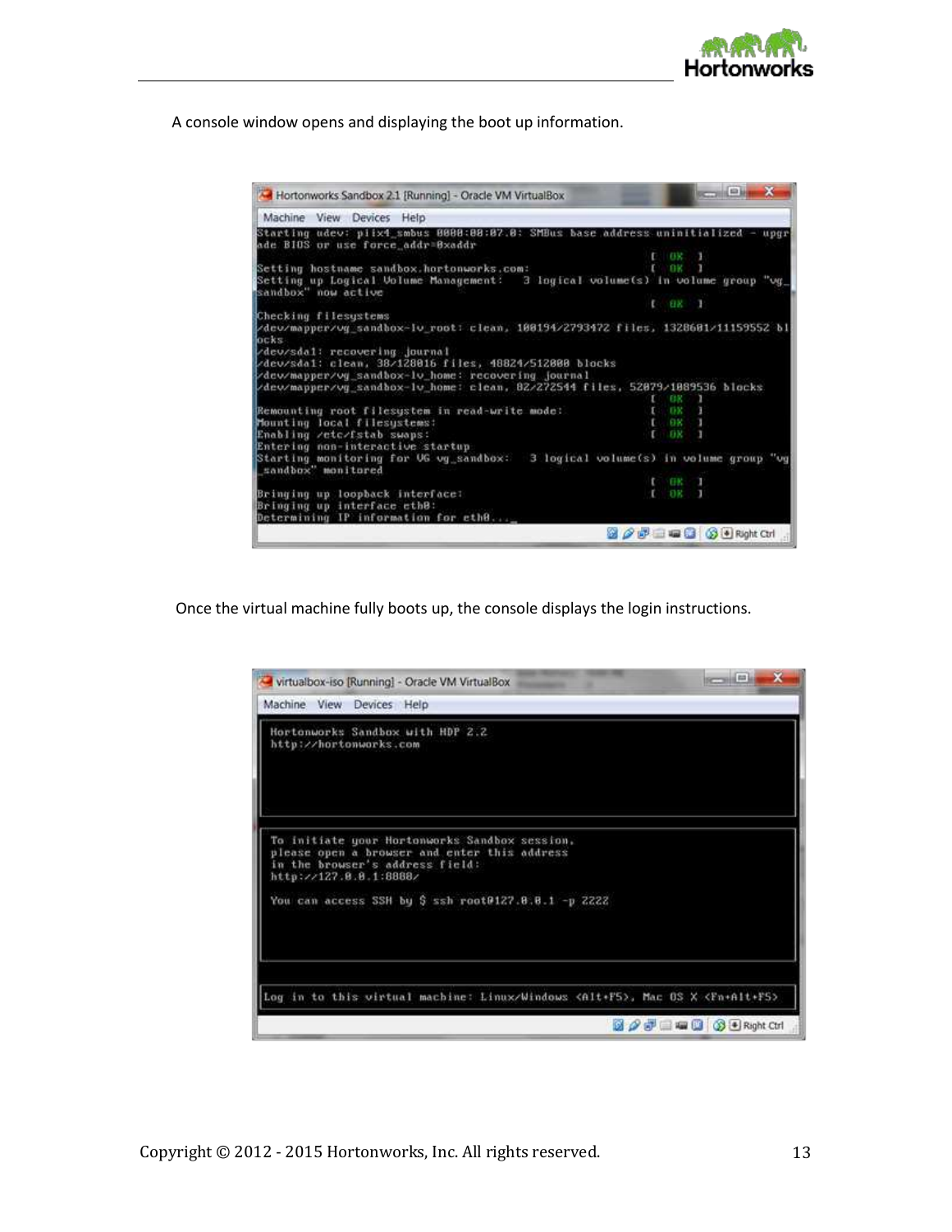A console window opens and displaying the boot up information.

Once the virtual machine fully boots up, the console displays the login instructions.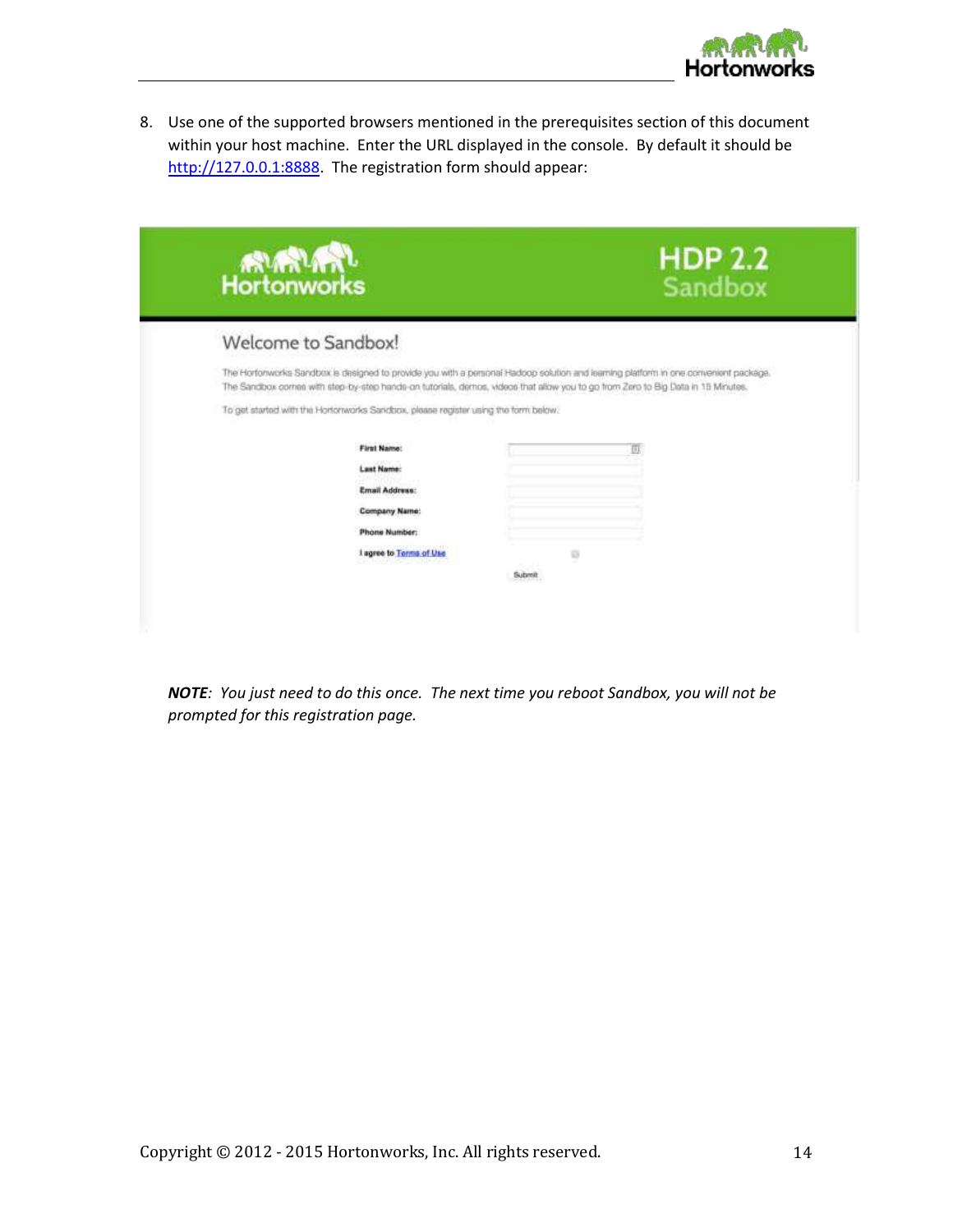8. Use one of the supported browsers mentioned in the prerequisites section of this document within your host machine. Enter the URL displayed in the console. By default it should be http://127.0.0.1:8888. The registration form should appear:

***NOTE**: You just need to do this once. The next time you reboot Sandbox, you will not be prompted for this registration page.*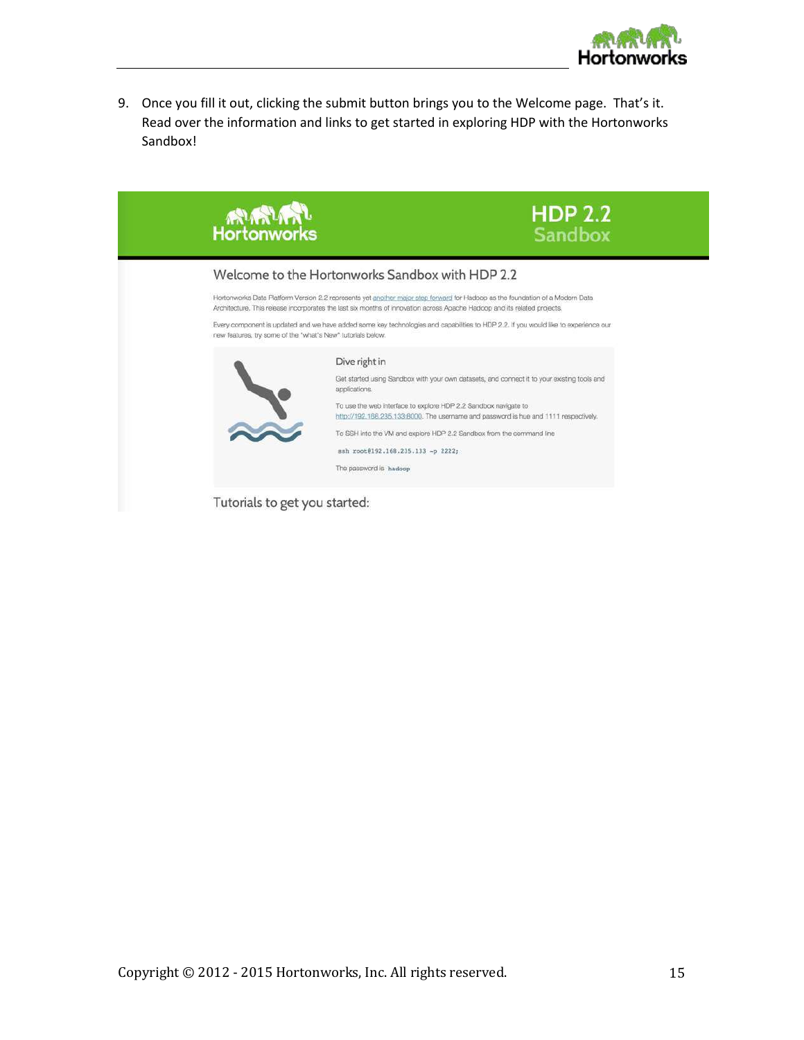9. Once you fill it out, clicking the submit button brings you to the Welcome page. That's it. Read over the information and links to get started in exploring HDP with the Hortonworks Sandbox!

Hortonworks

HDP 2.2
Sandbox

Welcome to the Hortonworks Sandbox with HDP 2.2

Hortonworks Data Platform Version 2.2 represents yet another major step forward for Hadoop as the foundation of a Modern Data Architecture. This release incorporates the last six months of innovation across Apache Hadoop and its related projects.

Every component is updated and we have added some key technologies and capabilities to HDP 2.2. If you would like to experience our new features, try some of the "what's New" tutorials below.

Dive right in

Get started using Sandbox with your own datasets, and connect it to your existing tools and applications.

To use the web interface to explore HDP 2.2 Sandbox navigate to http://192.168.235.133:8000. The username and password is hue and 1111 respectively.

To SSH into the VM and explore HDP 2.2 Sandbox from the command line

```
ssh root@192.168.235.133 -p 2222;
```

The password is `hadoop`

Tutorials to get you started:

Copyright © 2012 - 2015 Hortonworks, Inc. All rights reserved.